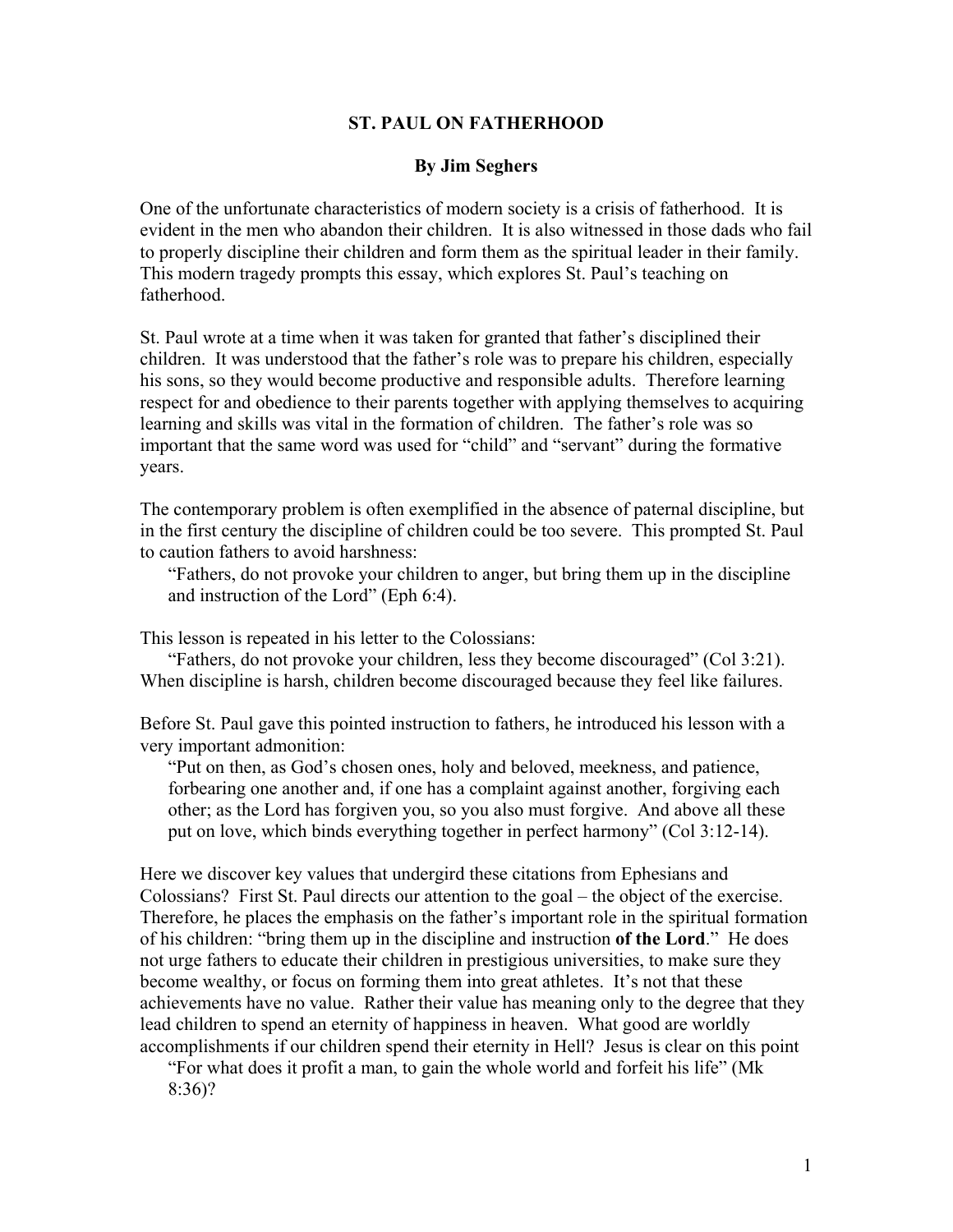# ST. PAUL ON FATHERHOOD

**By Jim Seghers**

One of the unfortunate characteristics of modern society is a crisis of fatherhood. It is evident in the men who abandon their children. It is also witnessed in those dads who fail to properly discipline their children and form them as the spiritual leader in their family. This modern tragedy prompts this essay, which explores St. Paul's teaching on fatherhood.

St. Paul wrote at a time when it was taken for granted that father's disciplined their children. It was understood that the father's role was to prepare his children, especially his sons, so they would become productive and responsible adults. Therefore learning respect for and obedience to their parents together with applying themselves to acquiring learning and skills was vital in the formation of children. The father's role was so important that the same word was used for "child" and "servant" during the formative years.

The contemporary problem is often exemplified in the absence of paternal discipline, but in the first century the discipline of children could be too severe. This prompted St. Paul to caution fathers to avoid harshness:

> "Fathers, do not provoke your children to anger, but bring them up in the discipline and instruction of the Lord" (Eph 6:4).

This lesson is repeated in his letter to the Colossians:

> "Fathers, do not provoke your children, less they become discouraged" (Col 3:21).

When discipline is harsh, children become discouraged because they feel like failures.

Before St. Paul gave this pointed instruction to fathers, he introduced his lesson with a very important admonition:

> "Put on then, as God's chosen ones, holy and beloved, meekness, and patience, forbearing one another and, if one has a complaint against another, forgiving each other; as the Lord has forgiven you, so you also must forgive. And above all these put on love, which binds everything together in perfect harmony" (Col 3:12-14).

Here we discover key values that undergird these citations from Ephesians and Colossians? First St. Paul directs our attention to the goal – the object of the exercise. Therefore, he places the emphasis on the father's important role in the spiritual formation of his children: "bring them up in the discipline and instruction **of the Lord**." He does not urge fathers to educate their children in prestigious universities, to make sure they become wealthy, or focus on forming them into great athletes. It's not that these achievements have no value. Rather their value has meaning only to the degree that they lead children to spend an eternity of happiness in heaven. What good are worldly accomplishments if our children spend their eternity in Hell? Jesus is clear on this point

> "For what does it profit a man, to gain the whole world and forfeit his life" (Mk 8:36)?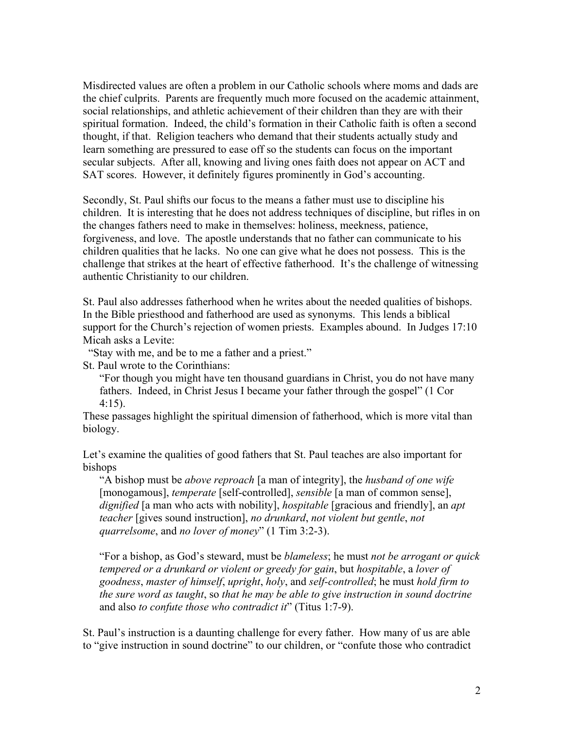Misdirected values are often a problem in our Catholic schools where moms and dads are the chief culprits. Parents are frequently much more focused on the academic attainment, social relationships, and athletic achievement of their children than they are with their spiritual formation. Indeed, the child's formation in their Catholic faith is often a second thought, if that. Religion teachers who demand that their students actually study and learn something are pressured to ease off so the students can focus on the important secular subjects. After all, knowing and living ones faith does not appear on ACT and SAT scores. However, it definitely figures prominently in God's accounting.

Secondly, St. Paul shifts our focus to the means a father must use to discipline his children. It is interesting that he does not address techniques of discipline, but rifles in on the changes fathers need to make in themselves: holiness, meekness, patience, forgiveness, and love. The apostle understands that no father can communicate to his children qualities that he lacks. No one can give what he does not possess. This is the challenge that strikes at the heart of effective fatherhood. It's the challenge of witnessing authentic Christianity to our children.

St. Paul also addresses fatherhood when he writes about the needed qualities of bishops. In the Bible priesthood and fatherhood are used as synonyms. This lends a biblical support for the Church's rejection of women priests. Examples abound. In Judges 17:10 Micah asks a Levite:

"Stay with me, and be to me a father and a priest."

St. Paul wrote to the Corinthians:

> "For though you might have ten thousand guardians in Christ, you do not have many fathers. Indeed, in Christ Jesus I became your father through the gospel" (1 Cor 4:15).

These passages highlight the spiritual dimension of fatherhood, which is more vital than biology.

Let's examine the qualities of good fathers that St. Paul teaches are also important for bishops

> "A bishop must be *above reproach* [a man of integrity], the *husband of one wife* [monogamous], *temperate* [self-controlled], *sensible* [a man of common sense], *dignified* [a man who acts with nobility], *hospitable* [gracious and friendly], an *apt teacher* [gives sound instruction], *no drunkard*, *not violent but gentle*, *not quarrelsome*, and *no lover of money*" (1 Tim 3:2-3).
>
> "For a bishop, as God's steward, must be *blameless*; he must *not be arrogant or quick tempered or a drunkard or violent or greedy for gain*, but *hospitable*, a *lover of goodness*, *master of himself*, *upright*, *holy*, and *self-controlled*; he must *hold firm to the sure word as taught*, so *that he may be able to give instruction in sound doctrine* and also *to confute those who contradict it*" (Titus 1:7-9).

St. Paul's instruction is a daunting challenge for every father. How many of us are able to "give instruction in sound doctrine" to our children, or "confute those who contradict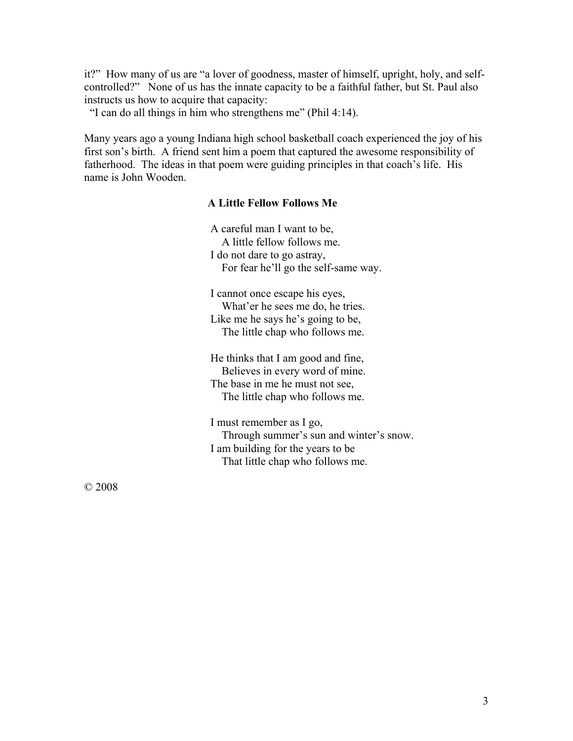it?" How many of us are "a lover of goodness, master of himself, upright, holy, and self-controlled?" None of us has the innate capacity to be a faithful father, but St. Paul also instructs us how to acquire that capacity:

"I can do all things in him who strengthens me" (Phil 4:14).

Many years ago a young Indiana high school basketball coach experienced the joy of his first son's birth. A friend sent him a poem that captured the awesome responsibility of fatherhood. The ideas in that poem were guiding principles in that coach's life. His name is John Wooden.

**A Little Fellow Follows Me**

A careful man I want to be,  
   A little fellow follows me.  
I do not dare to go astray,  
   For fear he'll go the self-same way.

I cannot once escape his eyes,  
   What'er he sees me do, he tries.  
Like me he says he's going to be,  
   The little chap who follows me.

He thinks that I am good and fine,  
   Believes in every word of mine.  
The base in me he must not see,  
   The little chap who follows me.

I must remember as I go,  
   Through summer's sun and winter's snow.  
I am building for the years to be  
   That little chap who follows me.

© 2008